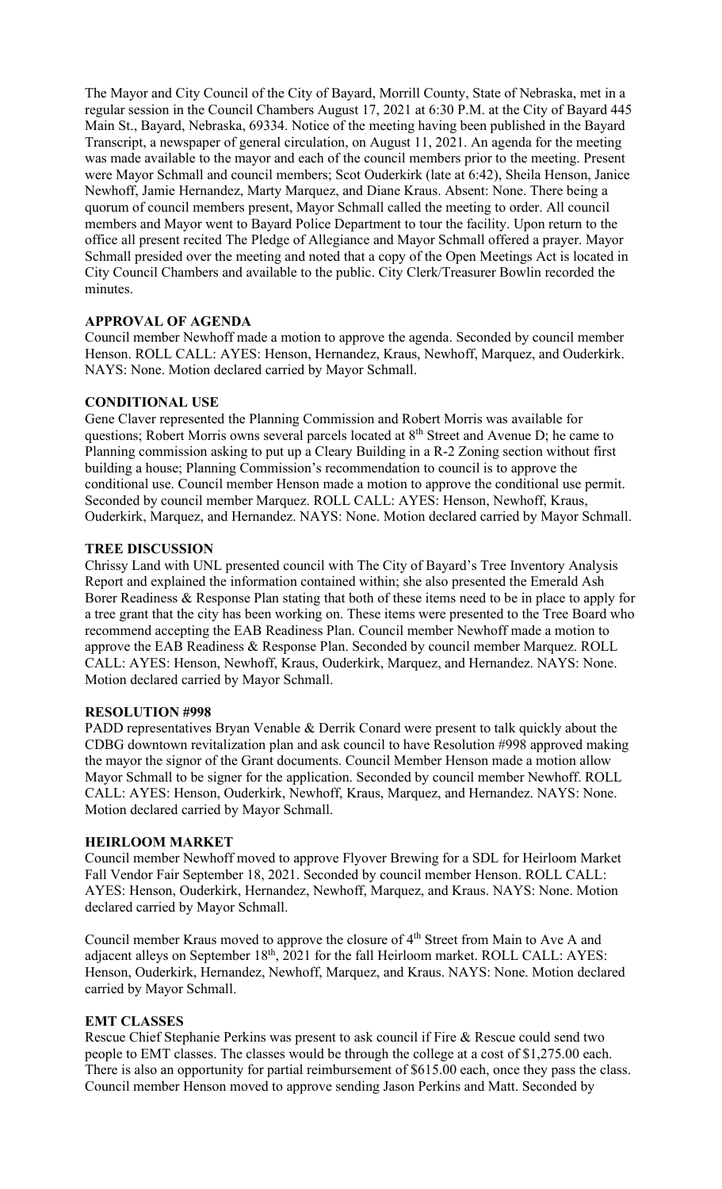The Mayor and City Council of the City of Bayard, Morrill County, State of Nebraska, met in a regular session in the Council Chambers August 17, 2021 at 6:30 P.M. at the City of Bayard 445 Main St., Bayard, Nebraska, 69334. Notice of the meeting having been published in the Bayard Transcript, a newspaper of general circulation, on August 11, 2021. An agenda for the meeting was made available to the mayor and each of the council members prior to the meeting. Present were Mayor Schmall and council members; Scot Ouderkirk (late at 6:42), Sheila Henson, Janice Newhoff, Jamie Hernandez, Marty Marquez, and Diane Kraus. Absent: None. There being a quorum of council members present, Mayor Schmall called the meeting to order. All council members and Mayor went to Bayard Police Department to tour the facility. Upon return to the office all present recited The Pledge of Allegiance and Mayor Schmall offered a prayer. Mayor Schmall presided over the meeting and noted that a copy of the Open Meetings Act is located in City Council Chambers and available to the public. City Clerk/Treasurer Bowlin recorded the minutes.

**APPROVAL OF AGENDA**

Council member Newhoff made a motion to approve the agenda. Seconded by council member Henson. ROLL CALL: AYES: Henson, Hernandez, Kraus, Newhoff, Marquez, and Ouderkirk. NAYS: None. Motion declared carried by Mayor Schmall.

**CONDITIONAL USE**

Gene Claver represented the Planning Commission and Robert Morris was available for questions; Robert Morris owns several parcels located at 8th Street and Avenue D; he came to Planning commission asking to put up a Cleary Building in a R-2 Zoning section without first building a house; Planning Commission's recommendation to council is to approve the conditional use. Council member Henson made a motion to approve the conditional use permit. Seconded by council member Marquez. ROLL CALL: AYES: Henson, Newhoff, Kraus, Ouderkirk, Marquez, and Hernandez. NAYS: None. Motion declared carried by Mayor Schmall.

**TREE DISCUSSION**

Chrissy Land with UNL presented council with The City of Bayard's Tree Inventory Analysis Report and explained the information contained within; she also presented the Emerald Ash Borer Readiness & Response Plan stating that both of these items need to be in place to apply for a tree grant that the city has been working on. These items were presented to the Tree Board who recommend accepting the EAB Readiness Plan. Council member Newhoff made a motion to approve the EAB Readiness & Response Plan. Seconded by council member Marquez. ROLL CALL: AYES: Henson, Newhoff, Kraus, Ouderkirk, Marquez, and Hernandez. NAYS: None. Motion declared carried by Mayor Schmall.

**RESOLUTION #998**

PADD representatives Bryan Venable & Derrik Conard were present to talk quickly about the CDBG downtown revitalization plan and ask council to have Resolution #998 approved making the mayor the signor of the Grant documents. Council Member Henson made a motion allow Mayor Schmall to be signer for the application. Seconded by council member Newhoff. ROLL CALL: AYES: Henson, Ouderkirk, Newhoff, Kraus, Marquez, and Hernandez. NAYS: None. Motion declared carried by Mayor Schmall.

**HEIRLOOM MARKET**

Council member Newhoff moved to approve Flyover Brewing for a SDL for Heirloom Market Fall Vendor Fair September 18, 2021. Seconded by council member Henson. ROLL CALL: AYES: Henson, Ouderkirk, Hernandez, Newhoff, Marquez, and Kraus. NAYS: None. Motion declared carried by Mayor Schmall.

Council member Kraus moved to approve the closure of 4th Street from Main to Ave A and adjacent alleys on September 18th, 2021 for the fall Heirloom market. ROLL CALL: AYES: Henson, Ouderkirk, Hernandez, Newhoff, Marquez, and Kraus. NAYS: None. Motion declared carried by Mayor Schmall.

**EMT CLASSES**

Rescue Chief Stephanie Perkins was present to ask council if Fire & Rescue could send two people to EMT classes. The classes would be through the college at a cost of $1,275.00 each. There is also an opportunity for partial reimbursement of $615.00 each, once they pass the class. Council member Henson moved to approve sending Jason Perkins and Matt. Seconded by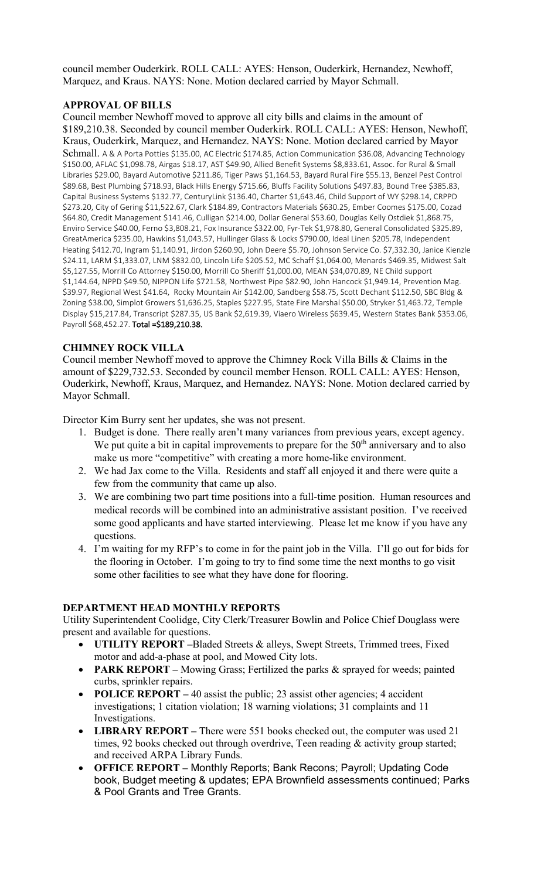council member Ouderkirk. ROLL CALL: AYES: Henson, Ouderkirk, Hernandez, Newhoff, Marquez, and Kraus. NAYS: None. Motion declared carried by Mayor Schmall.

## APPROVAL OF BILLS

Council member Newhoff moved to approve all city bills and claims in the amount of $189,210.38. Seconded by council member Ouderkirk. ROLL CALL: AYES: Henson, Newhoff, Kraus, Ouderkirk, Marquez, and Hernandez. NAYS: None. Motion declared carried by Mayor Schmall. A & A Porta Potties $135.00, AC Electric $174.85, Action Communication $36.08, Advancing Technology $150.00, AFLAC $1,098.78, Airgas $18.17, AST $49.90, Allied Benefit Systems $8,833.61, Assoc. for Rural & Small Libraries $29.00, Bayard Automotive $211.86, Tiger Paws $1,164.53, Bayard Rural Fire $55.13, Benzel Pest Control $89.68, Best Plumbing $718.93, Black Hills Energy $715.66, Bluffs Facility Solutions $497.83, Bound Tree $385.83, Capital Business Systems $132.77, CenturyLink $136.40, Charter $1,643.46, Child Support of WY $298.14, CRPPD $273.20, City of Gering $11,522.67, Clark $184.89, Contractors Materials $630.25, Ember Coomes $175.00, Cozad $64.80, Credit Management $141.46, Culligan $214.00, Dollar General $53.60, Douglas Kelly Ostdiek $1,868.75, Enviro Service $40.00, Ferno $3,808.21, Fox Insurance $322.00, Fyr-Tek $1,978.80, General Consolidated $325.89, GreatAmerica $235.00, Hawkins $1,043.57, Hullinger Glass & Locks $790.00, Ideal Linen $205.78, Independent Heating $412.70, Ingram $1,140.91, Jirdon $260.90, John Deere $5.70, Johnson Service Co. $7,332.30, Janice Kienzle $24.11, LARM $1,333.07, LNM $832.00, Lincoln Life $205.52, MC Schaff $1,064.00, Menards $469.35, Midwest Salt $5,127.55, Morrill Co Attorney $150.00, Morrill Co Sheriff $1,000.00, MEAN $34,070.89, NE Child support $1,144.64, NPPD $49.50, NIPPON Life $721.58, Northwest Pipe $82.90, John Hancock $1,949.14, Prevention Mag. $39.97, Regional West $41.64, Rocky Mountain Air $142.00, Sandberg $58.75, Scott Dechant $112.50, SBC Bldg & Zoning $38.00, Simplot Growers $1,636.25, Staples $227.95, State Fire Marshal $50.00, Stryker $1,463.72, Temple Display $15,217.84, Transcript $287.35, US Bank $2,619.39, Viaero Wireless $639.45, Western States Bank $353.06, Payroll $68,452.27. **Total =$189,210.38.**

## CHIMNEY ROCK VILLA

Council member Newhoff moved to approve the Chimney Rock Villa Bills & Claims in the amount of $229,732.53. Seconded by council member Henson. ROLL CALL: AYES: Henson, Ouderkirk, Newhoff, Kraus, Marquez, and Hernandez. NAYS: None. Motion declared carried by Mayor Schmall.

Director Kim Burry sent her updates, she was not present.

1. Budget is done. There really aren't many variances from previous years, except agency. We put quite a bit in capital improvements to prepare for the 50th anniversary and to also make us more "competitive" with creating a more home-like environment.
2. We had Jax come to the Villa. Residents and staff all enjoyed it and there were quite a few from the community that came up also.
3. We are combining two part time positions into a full-time position. Human resources and medical records will be combined into an administrative assistant position. I've received some good applicants and have started interviewing. Please let me know if you have any questions.
4. I'm waiting for my RFP's to come in for the paint job in the Villa. I'll go out for bids for the flooring in October. I'm going to try to find some time the next months to go visit some other facilities to see what they have done for flooring.

## DEPARTMENT HEAD MONTHLY REPORTS

Utility Superintendent Coolidge, City Clerk/Treasurer Bowlin and Police Chief Douglass were present and available for questions.

- **UTILITY REPORT** –Bladed Streets & alleys, Swept Streets, Trimmed trees, Fixed motor and add-a-phase at pool, and Mowed City lots.
- **PARK REPORT** – Mowing Grass; Fertilized the parks & sprayed for weeds; painted curbs, sprinkler repairs.
- **POLICE REPORT** – 40 assist the public; 23 assist other agencies; 4 accident investigations; 1 citation violation; 18 warning violations; 31 complaints and 11 Investigations.
- **LIBRARY REPORT** – There were 551 books checked out, the computer was used 21 times, 92 books checked out through overdrive, Teen reading & activity group started; and received ARPA Library Funds.
- **OFFICE REPORT** – Monthly Reports; Bank Recons; Payroll; Updating Code book, Budget meeting & updates; EPA Brownfield assessments continued; Parks & Pool Grants and Tree Grants.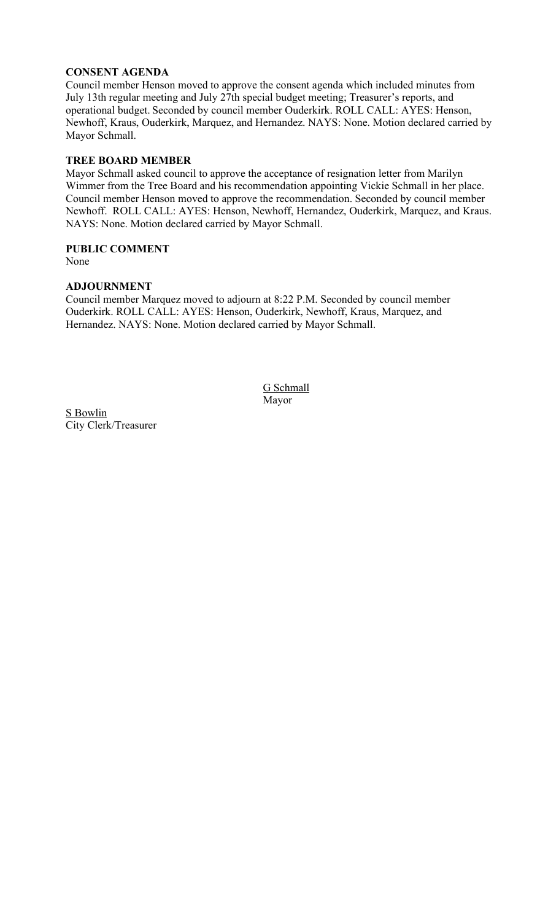**CONSENT AGENDA**

Council member Henson moved to approve the consent agenda which included minutes from July 13th regular meeting and July 27th special budget meeting; Treasurer's reports, and operational budget. Seconded by council member Ouderkirk. ROLL CALL: AYES: Henson, Newhoff, Kraus, Ouderkirk, Marquez, and Hernandez. NAYS: None. Motion declared carried by Mayor Schmall.

**TREE BOARD MEMBER**

Mayor Schmall asked council to approve the acceptance of resignation letter from Marilyn Wimmer from the Tree Board and his recommendation appointing Vickie Schmall in her place. Council member Henson moved to approve the recommendation. Seconded by council member Newhoff. ROLL CALL: AYES: Henson, Newhoff, Hernandez, Ouderkirk, Marquez, and Kraus. NAYS: None. Motion declared carried by Mayor Schmall.

**PUBLIC COMMENT**

None

**ADJOURNMENT**

Council member Marquez moved to adjourn at 8:22 P.M. Seconded by council member Ouderkirk. ROLL CALL: AYES: Henson, Ouderkirk, Newhoff, Kraus, Marquez, and Hernandez. NAYS: None. Motion declared carried by Mayor Schmall.

G Schmall
Mayor

S Bowlin
City Clerk/Treasurer